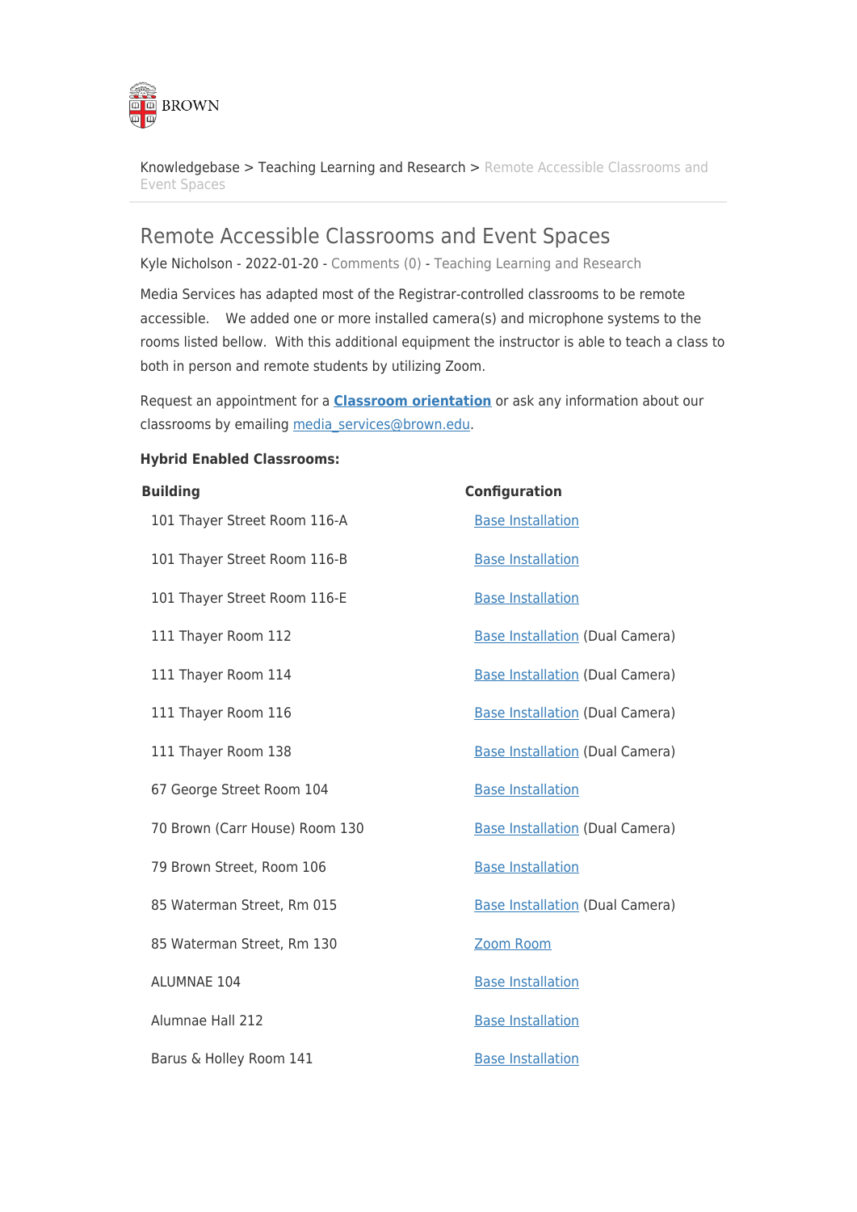Knowledgebase > Teaching Learning and Research > Remote Accessible Classrooms and Event Spaces

# Remote Accessible Classrooms and Event Spaces

Kyle Nicholson - 2022-01-20 - Comments (0) - Teaching Learning and Research

Media Services has adapted most of the Registrar-controlled classrooms to be remote accessible.   We added one or more installed camera(s) and microphone systems to the rooms listed bellow.  With this additional equipment the instructor is able to teach a class to both in person and remote students by utilizing Zoom.

Request an appointment for a **Classroom orientation** or ask any information about our classrooms by emailing media_services@brown.edu.

**Hybrid Enabled Classrooms:**

| Building | Configuration |
|---|---|
| 101 Thayer Street Room 116-A | Base Installation |
| 101 Thayer Street Room 116-B | Base Installation |
| 101 Thayer Street Room 116-E | Base Installation |
| 111 Thayer Room 112 | Base Installation (Dual Camera) |
| 111 Thayer Room 114 | Base Installation (Dual Camera) |
| 111 Thayer Room 116 | Base Installation (Dual Camera) |
| 111 Thayer Room 138 | Base Installation (Dual Camera) |
| 67 George Street Room 104 | Base Installation |
| 70 Brown (Carr House) Room 130 | Base Installation (Dual Camera) |
| 79 Brown Street, Room 106 | Base Installation |
| 85 Waterman Street, Rm 015 | Base Installation (Dual Camera) |
| 85 Waterman Street, Rm 130 | Zoom Room |
| ALUMNAE 104 | Base Installation |
| Alumnae Hall 212 | Base Installation |
| Barus & Holley Room 141 | Base Installation |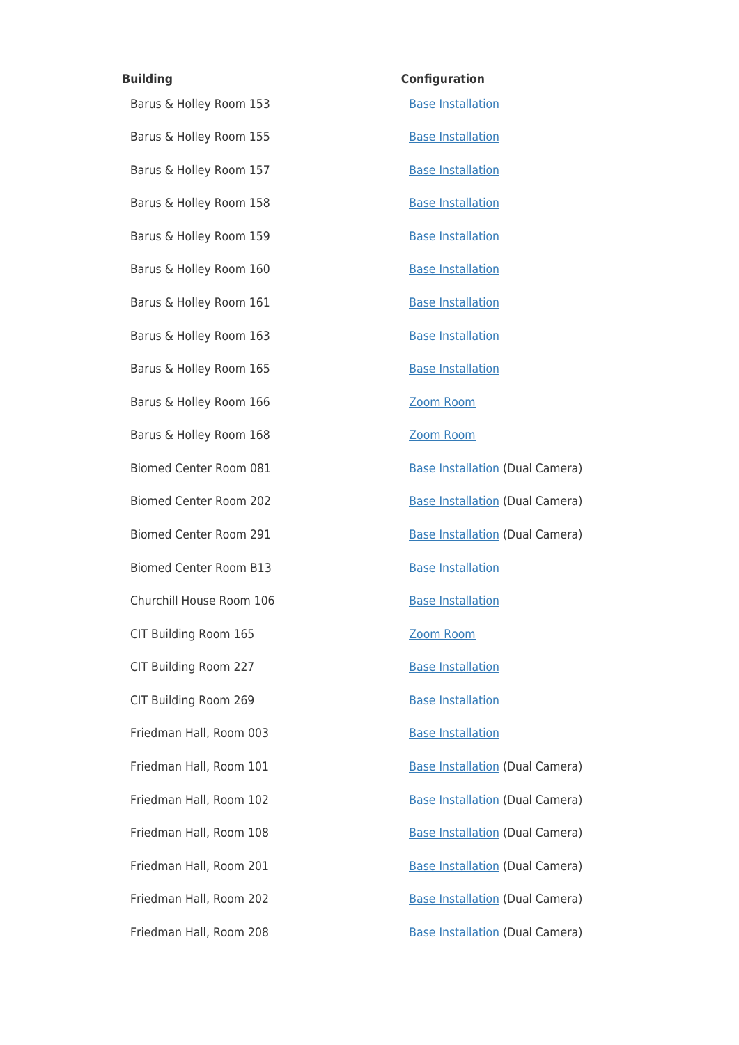| Building | Configuration |
| --- | --- |
| Barus & Holley Room 153 | Base Installation |
| Barus & Holley Room 155 | Base Installation |
| Barus & Holley Room 157 | Base Installation |
| Barus & Holley Room 158 | Base Installation |
| Barus & Holley Room 159 | Base Installation |
| Barus & Holley Room 160 | Base Installation |
| Barus & Holley Room 161 | Base Installation |
| Barus & Holley Room 163 | Base Installation |
| Barus & Holley Room 165 | Base Installation |
| Barus & Holley Room 166 | Zoom Room |
| Barus & Holley Room 168 | Zoom Room |
| Biomed Center Room 081 | Base Installation (Dual Camera) |
| Biomed Center Room 202 | Base Installation (Dual Camera) |
| Biomed Center Room 291 | Base Installation (Dual Camera) |
| Biomed Center Room B13 | Base Installation |
| Churchill House Room 106 | Base Installation |
| CIT Building Room 165 | Zoom Room |
| CIT Building Room 227 | Base Installation |
| CIT Building Room 269 | Base Installation |
| Friedman Hall, Room 003 | Base Installation |
| Friedman Hall, Room 101 | Base Installation (Dual Camera) |
| Friedman Hall, Room 102 | Base Installation (Dual Camera) |
| Friedman Hall, Room 108 | Base Installation (Dual Camera) |
| Friedman Hall, Room 201 | Base Installation (Dual Camera) |
| Friedman Hall, Room 202 | Base Installation (Dual Camera) |
| Friedman Hall, Room 208 | Base Installation (Dual Camera) |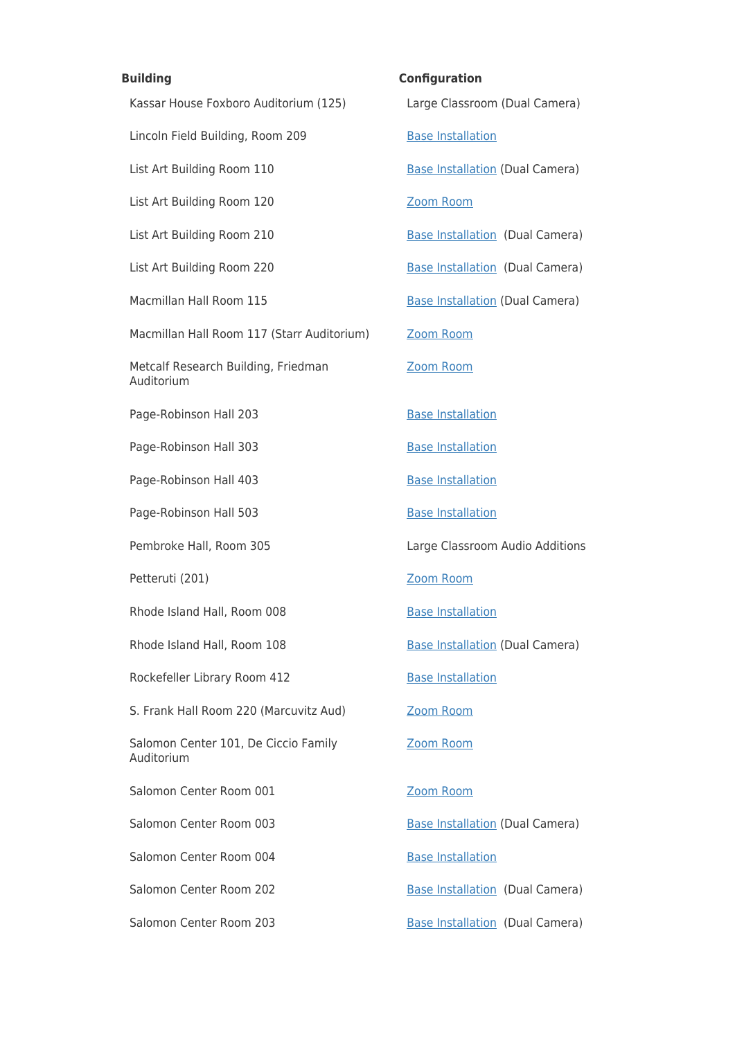| Building | Configuration |
| --- | --- |
| Kassar House Foxboro Auditorium (125) | Large Classroom (Dual Camera) |
| Lincoln Field Building, Room 209 | Base Installation |
| List Art Building Room 110 | Base Installation (Dual Camera) |
| List Art Building Room 120 | Zoom Room |
| List Art Building Room 210 | Base Installation (Dual Camera) |
| List Art Building Room 220 | Base Installation (Dual Camera) |
| Macmillan Hall Room 115 | Base Installation (Dual Camera) |
| Macmillan Hall Room 117 (Starr Auditorium) | Zoom Room |
| Metcalf Research Building, Friedman Auditorium | Zoom Room |
| Page-Robinson Hall 203 | Base Installation |
| Page-Robinson Hall 303 | Base Installation |
| Page-Robinson Hall 403 | Base Installation |
| Page-Robinson Hall 503 | Base Installation |
| Pembroke Hall, Room 305 | Large Classroom Audio Additions |
| Petteruti (201) | Zoom Room |
| Rhode Island Hall, Room 008 | Base Installation |
| Rhode Island Hall, Room 108 | Base Installation (Dual Camera) |
| Rockefeller Library Room 412 | Base Installation |
| S. Frank Hall Room 220 (Marcuvitz Aud) | Zoom Room |
| Salomon Center 101, De Ciccio Family Auditorium | Zoom Room |
| Salomon Center Room 001 | Zoom Room |
| Salomon Center Room 003 | Base Installation (Dual Camera) |
| Salomon Center Room 004 | Base Installation |
| Salomon Center Room 202 | Base Installation (Dual Camera) |
| Salomon Center Room 203 | Base Installation (Dual Camera) |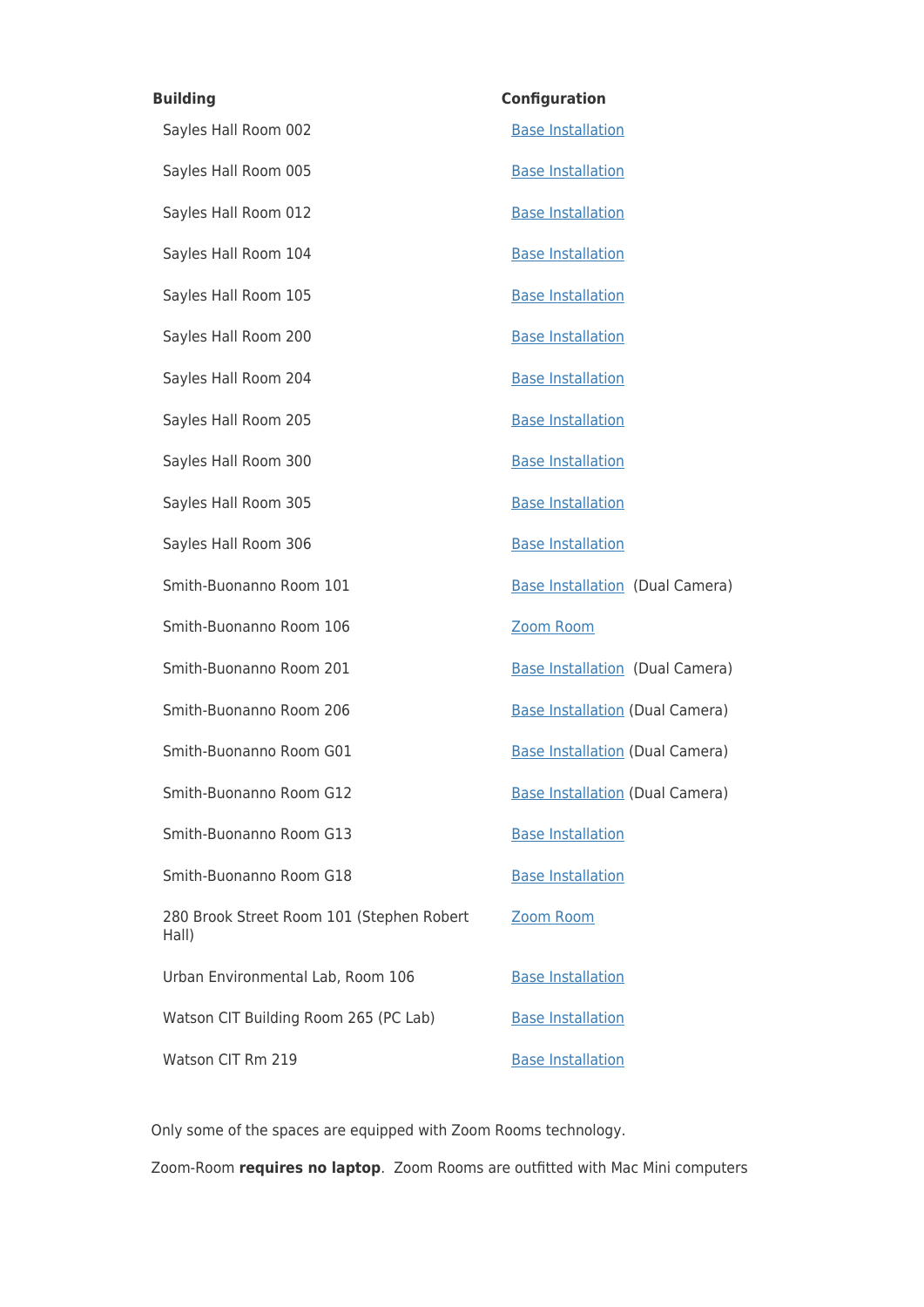| Building | Configuration |
| --- | --- |
| Sayles Hall Room 002 | Base Installation |
| Sayles Hall Room 005 | Base Installation |
| Sayles Hall Room 012 | Base Installation |
| Sayles Hall Room 104 | Base Installation |
| Sayles Hall Room 105 | Base Installation |
| Sayles Hall Room 200 | Base Installation |
| Sayles Hall Room 204 | Base Installation |
| Sayles Hall Room 205 | Base Installation |
| Sayles Hall Room 300 | Base Installation |
| Sayles Hall Room 305 | Base Installation |
| Sayles Hall Room 306 | Base Installation |
| Smith-Buonanno Room 101 | Base Installation (Dual Camera) |
| Smith-Buonanno Room 106 | Zoom Room |
| Smith-Buonanno Room 201 | Base Installation (Dual Camera) |
| Smith-Buonanno Room 206 | Base Installation (Dual Camera) |
| Smith-Buonanno Room G01 | Base Installation (Dual Camera) |
| Smith-Buonanno Room G12 | Base Installation (Dual Camera) |
| Smith-Buonanno Room G13 | Base Installation |
| Smith-Buonanno Room G18 | Base Installation |
| 280 Brook Street Room 101 (Stephen Robert Hall) | Zoom Room |
| Urban Environmental Lab, Room 106 | Base Installation |
| Watson CIT Building Room 265 (PC Lab) | Base Installation |
| Watson CIT Rm 219 | Base Installation |

Only some of the spaces are equipped with Zoom Rooms technology.

Zoom-Room **requires no laptop**. Zoom Rooms are outfitted with Mac Mini computers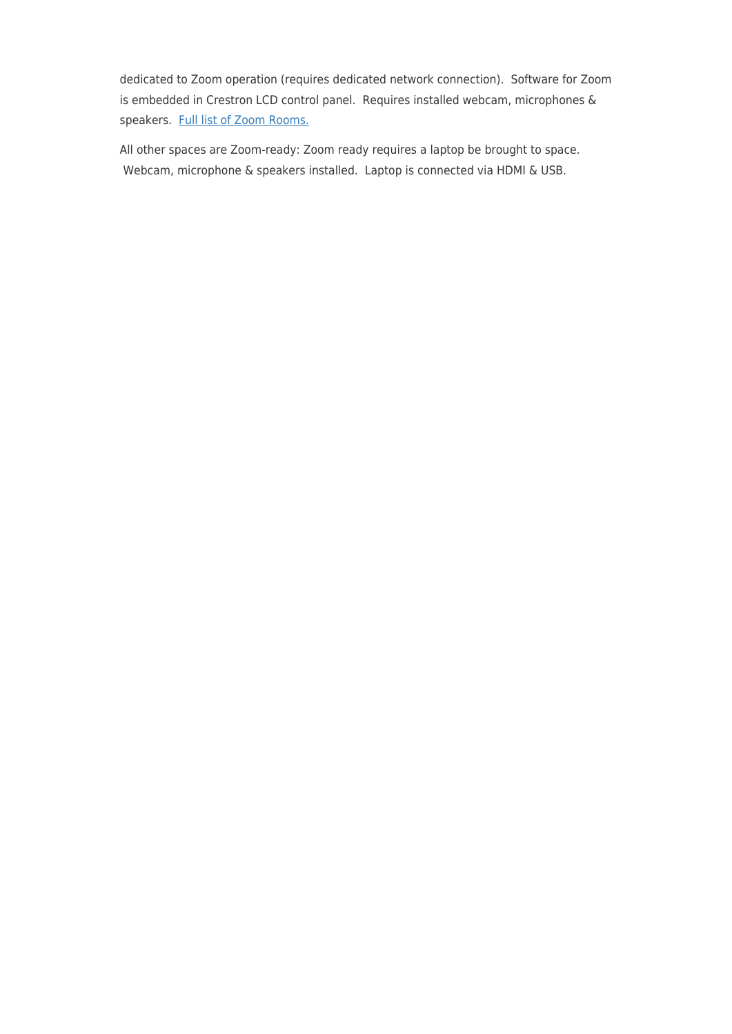dedicated to Zoom operation (requires dedicated network connection). Software for Zoom is embedded in Crestron LCD control panel. Requires installed webcam, microphones & speakers. [Full list of Zoom Rooms.]

All other spaces are Zoom-ready: Zoom ready requires a laptop be brought to space. Webcam, microphone & speakers installed. Laptop is connected via HDMI & USB.